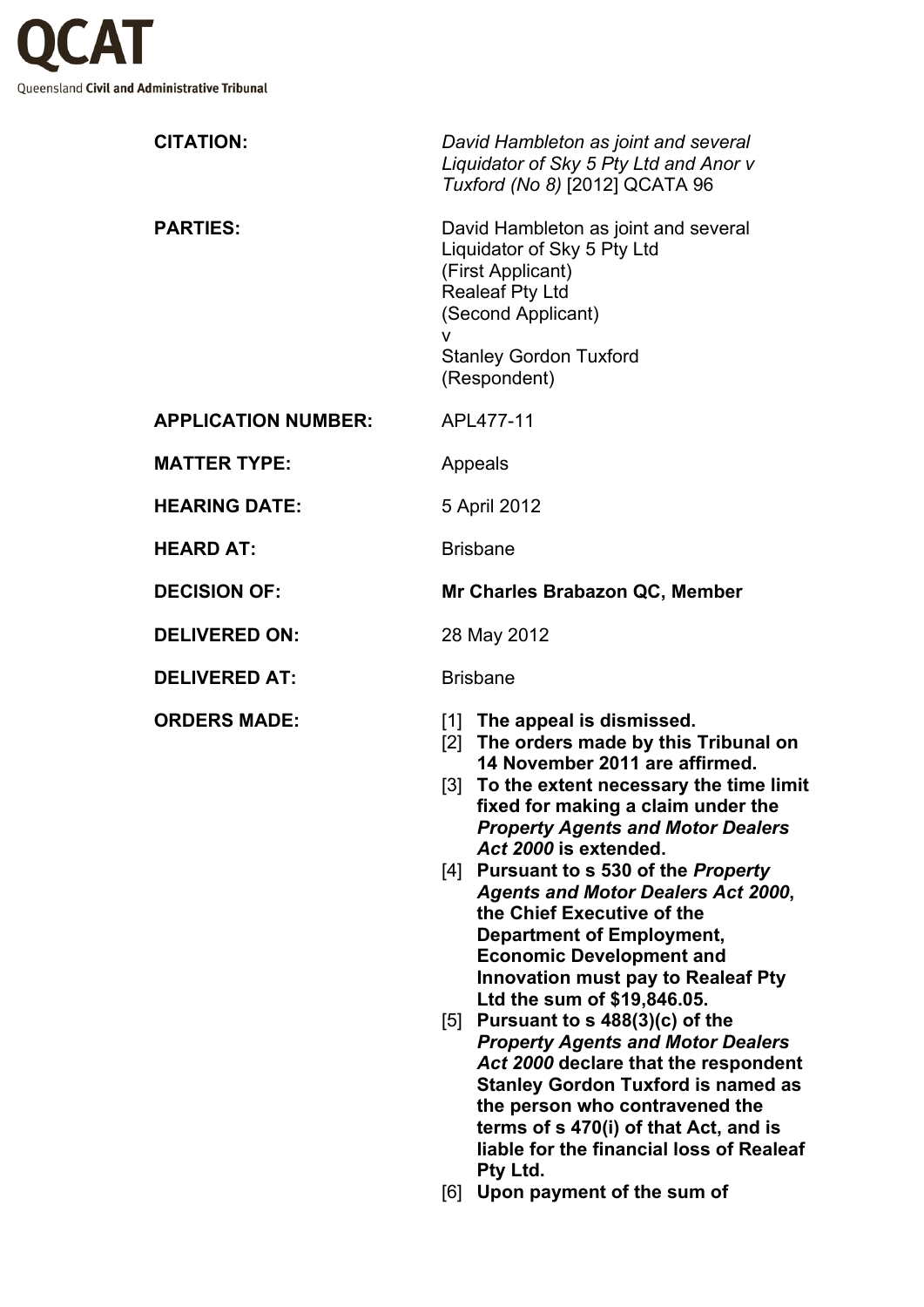# QCAT

Queensland **Civil and Administrative Tribunal**

| | |
|---|---|
| **CITATION:** | *David Hambleton as joint and several Liquidator of Sky 5 Pty Ltd and Anor v Tuxford (No 8)* [2012] QCATA 96 |
| **PARTIES:** | David Hambleton as joint and several Liquidator of Sky 5 Pty Ltd (First Applicant) Realeaf Pty Ltd (Second Applicant) v Stanley Gordon Tuxford (Respondent) |
| **APPLICATION NUMBER:** | APL477-11 |
| **MATTER TYPE:** | Appeals |
| **HEARING DATE:** | 5 April 2012 |
| **HEARD AT:** | Brisbane |
| **DECISION OF:** | **Mr Charles Brabazon QC, Member** |
| **DELIVERED ON:** | 28 May 2012 |
| **DELIVERED AT:** | Brisbane |

**ORDERS MADE:**

[1] **The appeal is dismissed.**

[2] **The orders made by this Tribunal on 14 November 2011 are affirmed.**

[3] **To the extent necessary the time limit fixed for making a claim under the *Property Agents and Motor Dealers Act 2000* is extended.**

[4] **Pursuant to s 530 of the *Property Agents and Motor Dealers Act 2000*, the Chief Executive of the Department of Employment, Economic Development and Innovation must pay to Realeaf Pty Ltd the sum of $19,846.05.**

[5] **Pursuant to s 488(3)(c) of the *Property Agents and Motor Dealers Act 2000* declare that the respondent Stanley Gordon Tuxford is named as the person who contravened the terms of s 470(i) of that Act, and is liable for the financial loss of Realeaf Pty Ltd.**

[6] **Upon payment of the sum of**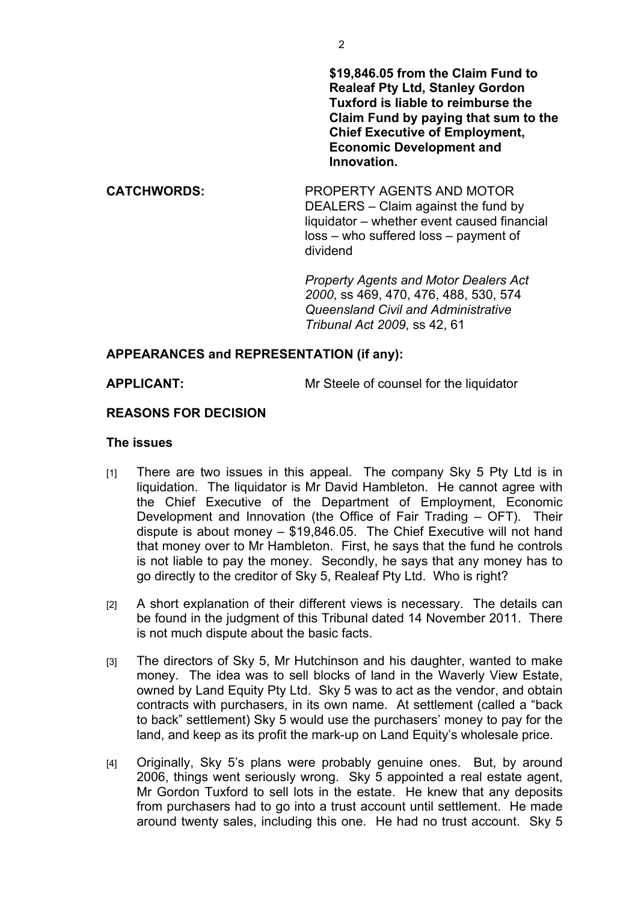**$19,846.05 from the Claim Fund to Realeaf Pty Ltd, Stanley Gordon Tuxford is liable to reimburse the Claim Fund by paying that sum to the Chief Executive of Employment, Economic Development and Innovation.**

**CATCHWORDS:** PROPERTY AGENTS AND MOTOR DEALERS – Claim against the fund by liquidator – whether event caused financial loss – who suffered loss – payment of dividend

*Property Agents and Motor Dealers Act 2000*, ss 469, 470, 476, 488, 530, 574
*Queensland Civil and Administrative Tribunal Act 2009*, ss 42, 61

**APPEARANCES and REPRESENTATION (if any):**

**APPLICANT:** Mr Steele of counsel for the liquidator

**REASONS FOR DECISION**

**The issues**

[1] There are two issues in this appeal. The company Sky 5 Pty Ltd is in liquidation. The liquidator is Mr David Hambleton. He cannot agree with the Chief Executive of the Department of Employment, Economic Development and Innovation (the Office of Fair Trading – OFT). Their dispute is about money – $19,846.05. The Chief Executive will not hand that money over to Mr Hambleton. First, he says that the fund he controls is not liable to pay the money. Secondly, he says that any money has to go directly to the creditor of Sky 5, Realeaf Pty Ltd. Who is right?

[2] A short explanation of their different views is necessary. The details can be found in the judgment of this Tribunal dated 14 November 2011. There is not much dispute about the basic facts.

[3] The directors of Sky 5, Mr Hutchinson and his daughter, wanted to make money. The idea was to sell blocks of land in the Waverly View Estate, owned by Land Equity Pty Ltd. Sky 5 was to act as the vendor, and obtain contracts with purchasers, in its own name. At settlement (called a "back to back" settlement) Sky 5 would use the purchasers' money to pay for the land, and keep as its profit the mark-up on Land Equity's wholesale price.

[4] Originally, Sky 5's plans were probably genuine ones. But, by around 2006, things went seriously wrong. Sky 5 appointed a real estate agent, Mr Gordon Tuxford to sell lots in the estate. He knew that any deposits from purchasers had to go into a trust account until settlement. He made around twenty sales, including this one. He had no trust account. Sky 5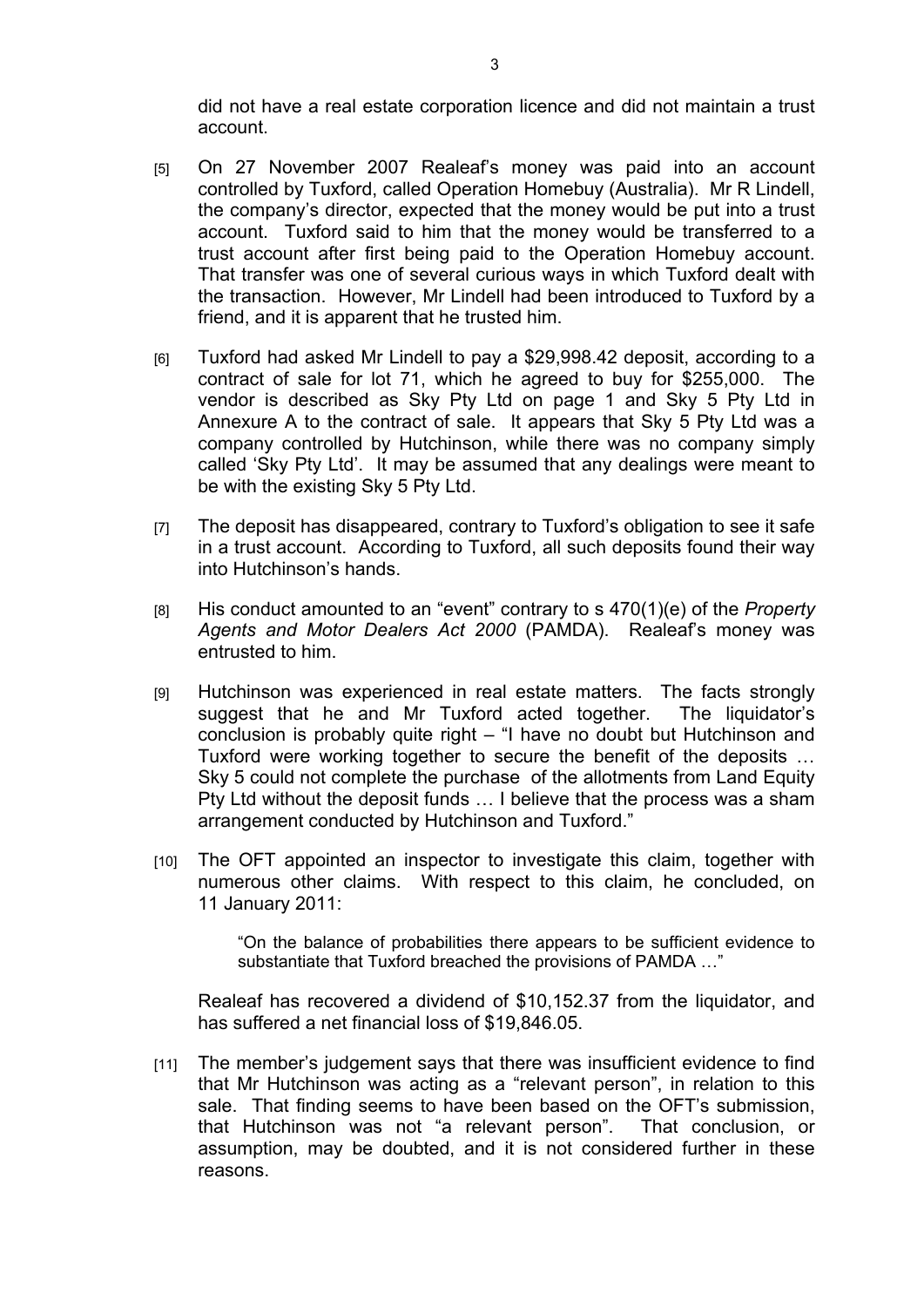did not have a real estate corporation licence and did not maintain a trust account.

[5] On 27 November 2007 Realeaf's money was paid into an account controlled by Tuxford, called Operation Homebuy (Australia). Mr R Lindell, the company's director, expected that the money would be put into a trust account. Tuxford said to him that the money would be transferred to a trust account after first being paid to the Operation Homebuy account. That transfer was one of several curious ways in which Tuxford dealt with the transaction. However, Mr Lindell had been introduced to Tuxford by a friend, and it is apparent that he trusted him.

[6] Tuxford had asked Mr Lindell to pay a $29,998.42 deposit, according to a contract of sale for lot 71, which he agreed to buy for $255,000. The vendor is described as Sky Pty Ltd on page 1 and Sky 5 Pty Ltd in Annexure A to the contract of sale. It appears that Sky 5 Pty Ltd was a company controlled by Hutchinson, while there was no company simply called 'Sky Pty Ltd'. It may be assumed that any dealings were meant to be with the existing Sky 5 Pty Ltd.

[7] The deposit has disappeared, contrary to Tuxford's obligation to see it safe in a trust account. According to Tuxford, all such deposits found their way into Hutchinson's hands.

[8] His conduct amounted to an "event" contrary to s 470(1)(e) of the *Property Agents and Motor Dealers Act 2000* (PAMDA). Realeaf's money was entrusted to him.

[9] Hutchinson was experienced in real estate matters. The facts strongly suggest that he and Mr Tuxford acted together. The liquidator's conclusion is probably quite right – "I have no doubt but Hutchinson and Tuxford were working together to secure the benefit of the deposits … Sky 5 could not complete the purchase of the allotments from Land Equity Pty Ltd without the deposit funds … I believe that the process was a sham arrangement conducted by Hutchinson and Tuxford."

[10] The OFT appointed an inspector to investigate this claim, together with numerous other claims. With respect to this claim, he concluded, on 11 January 2011:

> "On the balance of probabilities there appears to be sufficient evidence to substantiate that Tuxford breached the provisions of PAMDA …"

Realeaf has recovered a dividend of $10,152.37 from the liquidator, and has suffered a net financial loss of $19,846.05.

[11] The member's judgement says that there was insufficient evidence to find that Mr Hutchinson was acting as a "relevant person", in relation to this sale. That finding seems to have been based on the OFT's submission, that Hutchinson was not "a relevant person". That conclusion, or assumption, may be doubted, and it is not considered further in these reasons.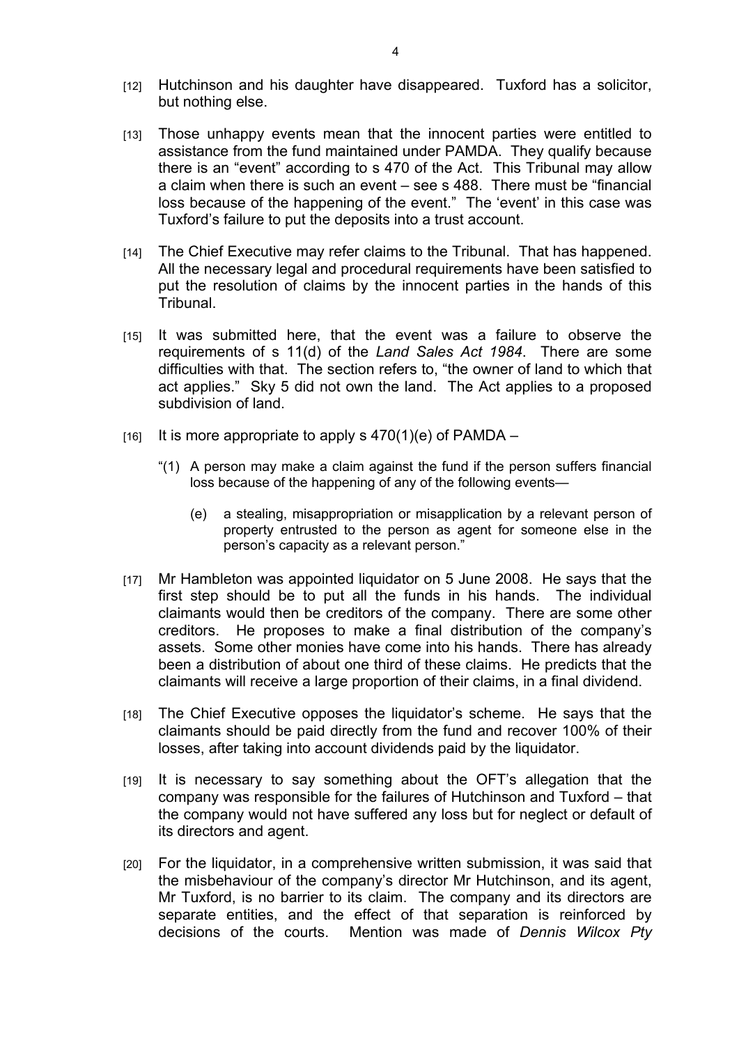[12] Hutchinson and his daughter have disappeared. Tuxford has a solicitor, but nothing else.

[13] Those unhappy events mean that the innocent parties were entitled to assistance from the fund maintained under PAMDA. They qualify because there is an "event" according to s 470 of the Act. This Tribunal may allow a claim when there is such an event – see s 488. There must be "financial loss because of the happening of the event." The 'event' in this case was Tuxford's failure to put the deposits into a trust account.

[14] The Chief Executive may refer claims to the Tribunal. That has happened. All the necessary legal and procedural requirements have been satisfied to put the resolution of claims by the innocent parties in the hands of this Tribunal.

[15] It was submitted here, that the event was a failure to observe the requirements of s 11(d) of the *Land Sales Act 1984*. There are some difficulties with that. The section refers to, "the owner of land to which that act applies." Sky 5 did not own the land. The Act applies to a proposed subdivision of land.

[16] It is more appropriate to apply s 470(1)(e) of PAMDA –

> "(1) A person may make a claim against the fund if the person suffers financial loss because of the happening of any of the following events—
>
> (e) a stealing, misappropriation or misapplication by a relevant person of property entrusted to the person as agent for someone else in the person's capacity as a relevant person."

[17] Mr Hambleton was appointed liquidator on 5 June 2008. He says that the first step should be to put all the funds in his hands. The individual claimants would then be creditors of the company. There are some other creditors. He proposes to make a final distribution of the company's assets. Some other monies have come into his hands. There has already been a distribution of about one third of these claims. He predicts that the claimants will receive a large proportion of their claims, in a final dividend.

[18] The Chief Executive opposes the liquidator's scheme. He says that the claimants should be paid directly from the fund and recover 100% of their losses, after taking into account dividends paid by the liquidator.

[19] It is necessary to say something about the OFT's allegation that the company was responsible for the failures of Hutchinson and Tuxford – that the company would not have suffered any loss but for neglect or default of its directors and agent.

[20] For the liquidator, in a comprehensive written submission, it was said that the misbehaviour of the company's director Mr Hutchinson, and its agent, Mr Tuxford, is no barrier to its claim. The company and its directors are separate entities, and the effect of that separation is reinforced by decisions of the courts. Mention was made of *Dennis Wilcox Pty*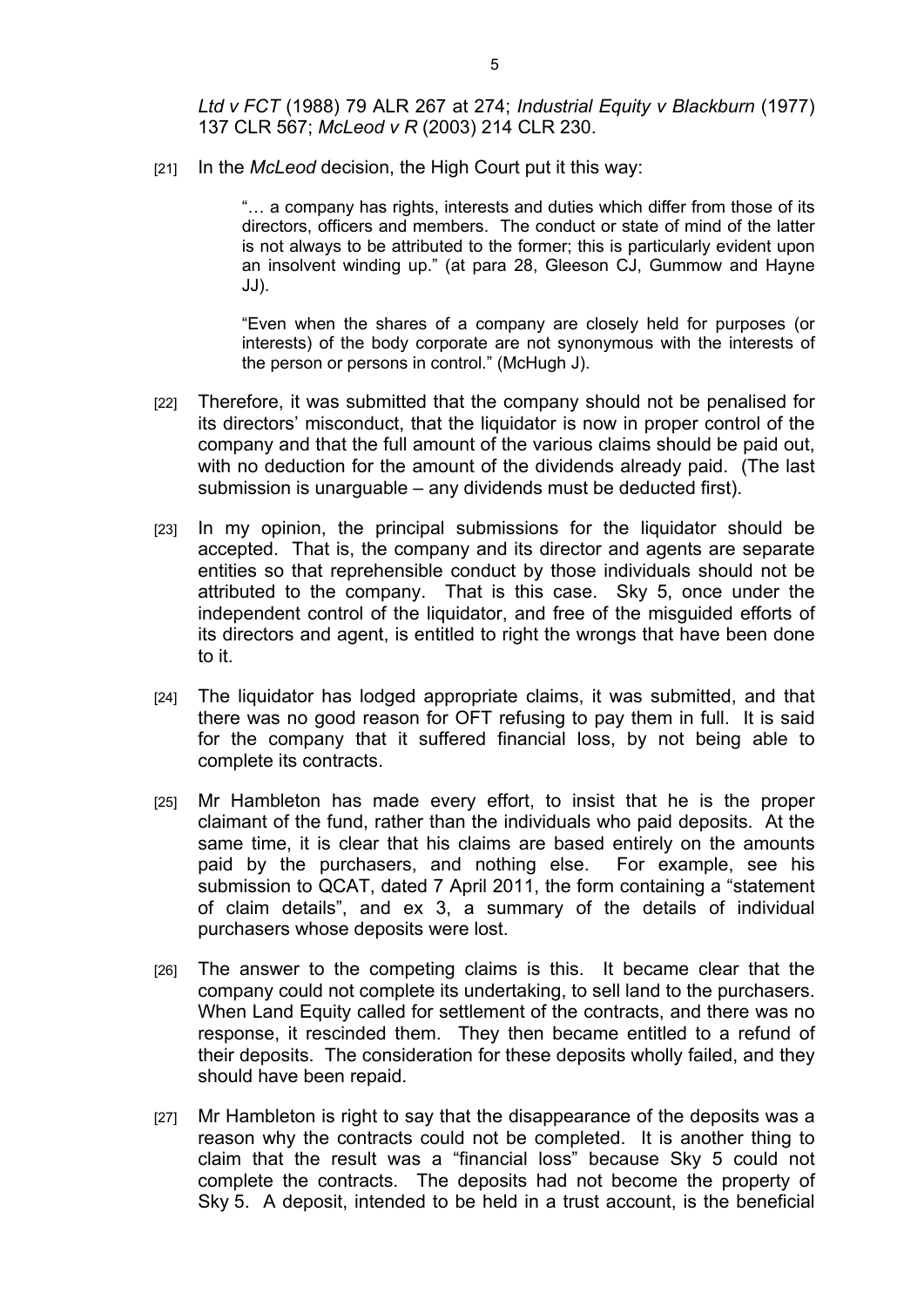*Ltd v FCT* (1988) 79 ALR 267 at 274; *Industrial Equity v Blackburn* (1977) 137 CLR 567; *McLeod v R* (2003) 214 CLR 230.

[21] In the *McLeod* decision, the High Court put it this way:

> "… a company has rights, interests and duties which differ from those of its directors, officers and members. The conduct or state of mind of the latter is not always to be attributed to the former; this is particularly evident upon an insolvent winding up." (at para 28, Gleeson CJ, Gummow and Hayne JJ).
>
> "Even when the shares of a company are closely held for purposes (or interests) of the body corporate are not synonymous with the interests of the person or persons in control." (McHugh J).

[22] Therefore, it was submitted that the company should not be penalised for its directors' misconduct, that the liquidator is now in proper control of the company and that the full amount of the various claims should be paid out, with no deduction for the amount of the dividends already paid. (The last submission is unarguable – any dividends must be deducted first).

[23] In my opinion, the principal submissions for the liquidator should be accepted. That is, the company and its director and agents are separate entities so that reprehensible conduct by those individuals should not be attributed to the company. That is this case. Sky 5, once under the independent control of the liquidator, and free of the misguided efforts of its directors and agent, is entitled to right the wrongs that have been done to it.

[24] The liquidator has lodged appropriate claims, it was submitted, and that there was no good reason for OFT refusing to pay them in full. It is said for the company that it suffered financial loss, by not being able to complete its contracts.

[25] Mr Hambleton has made every effort, to insist that he is the proper claimant of the fund, rather than the individuals who paid deposits. At the same time, it is clear that his claims are based entirely on the amounts paid by the purchasers, and nothing else. For example, see his submission to QCAT, dated 7 April 2011, the form containing a "statement of claim details", and ex 3, a summary of the details of individual purchasers whose deposits were lost.

[26] The answer to the competing claims is this. It became clear that the company could not complete its undertaking, to sell land to the purchasers. When Land Equity called for settlement of the contracts, and there was no response, it rescinded them. They then became entitled to a refund of their deposits. The consideration for these deposits wholly failed, and they should have been repaid.

[27] Mr Hambleton is right to say that the disappearance of the deposits was a reason why the contracts could not be completed. It is another thing to claim that the result was a "financial loss" because Sky 5 could not complete the contracts. The deposits had not become the property of Sky 5. A deposit, intended to be held in a trust account, is the beneficial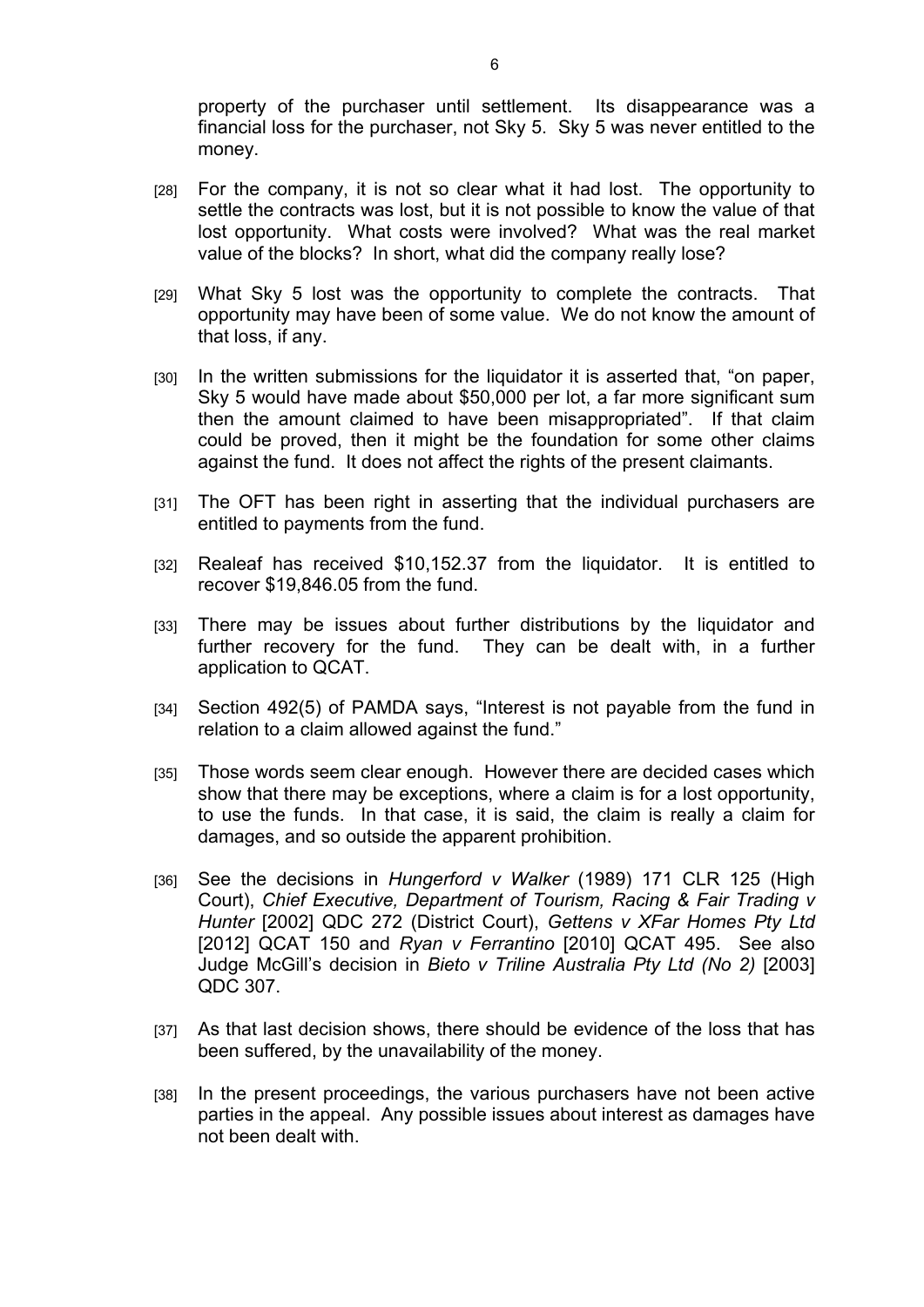property of the purchaser until settlement. Its disappearance was a financial loss for the purchaser, not Sky 5. Sky 5 was never entitled to the money.

[28] For the company, it is not so clear what it had lost. The opportunity to settle the contracts was lost, but it is not possible to know the value of that lost opportunity. What costs were involved? What was the real market value of the blocks? In short, what did the company really lose?

[29] What Sky 5 lost was the opportunity to complete the contracts. That opportunity may have been of some value. We do not know the amount of that loss, if any.

[30] In the written submissions for the liquidator it is asserted that, "on paper, Sky 5 would have made about $50,000 per lot, a far more significant sum then the amount claimed to have been misappropriated". If that claim could be proved, then it might be the foundation for some other claims against the fund. It does not affect the rights of the present claimants.

[31] The OFT has been right in asserting that the individual purchasers are entitled to payments from the fund.

[32] Realeaf has received $10,152.37 from the liquidator. It is entitled to recover $19,846.05 from the fund.

[33] There may be issues about further distributions by the liquidator and further recovery for the fund. They can be dealt with, in a further application to QCAT.

[34] Section 492(5) of PAMDA says, "Interest is not payable from the fund in relation to a claim allowed against the fund."

[35] Those words seem clear enough. However there are decided cases which show that there may be exceptions, where a claim is for a lost opportunity, to use the funds. In that case, it is said, the claim is really a claim for damages, and so outside the apparent prohibition.

[36] See the decisions in *Hungerford v Walker* (1989) 171 CLR 125 (High Court), *Chief Executive, Department of Tourism, Racing & Fair Trading v Hunter* [2002] QDC 272 (District Court), *Gettens v XFar Homes Pty Ltd* [2012] QCAT 150 and *Ryan v Ferrantino* [2010] QCAT 495. See also Judge McGill's decision in *Bieto v Triline Australia Pty Ltd (No 2)* [2003] QDC 307.

[37] As that last decision shows, there should be evidence of the loss that has been suffered, by the unavailability of the money.

[38] In the present proceedings, the various purchasers have not been active parties in the appeal. Any possible issues about interest as damages have not been dealt with.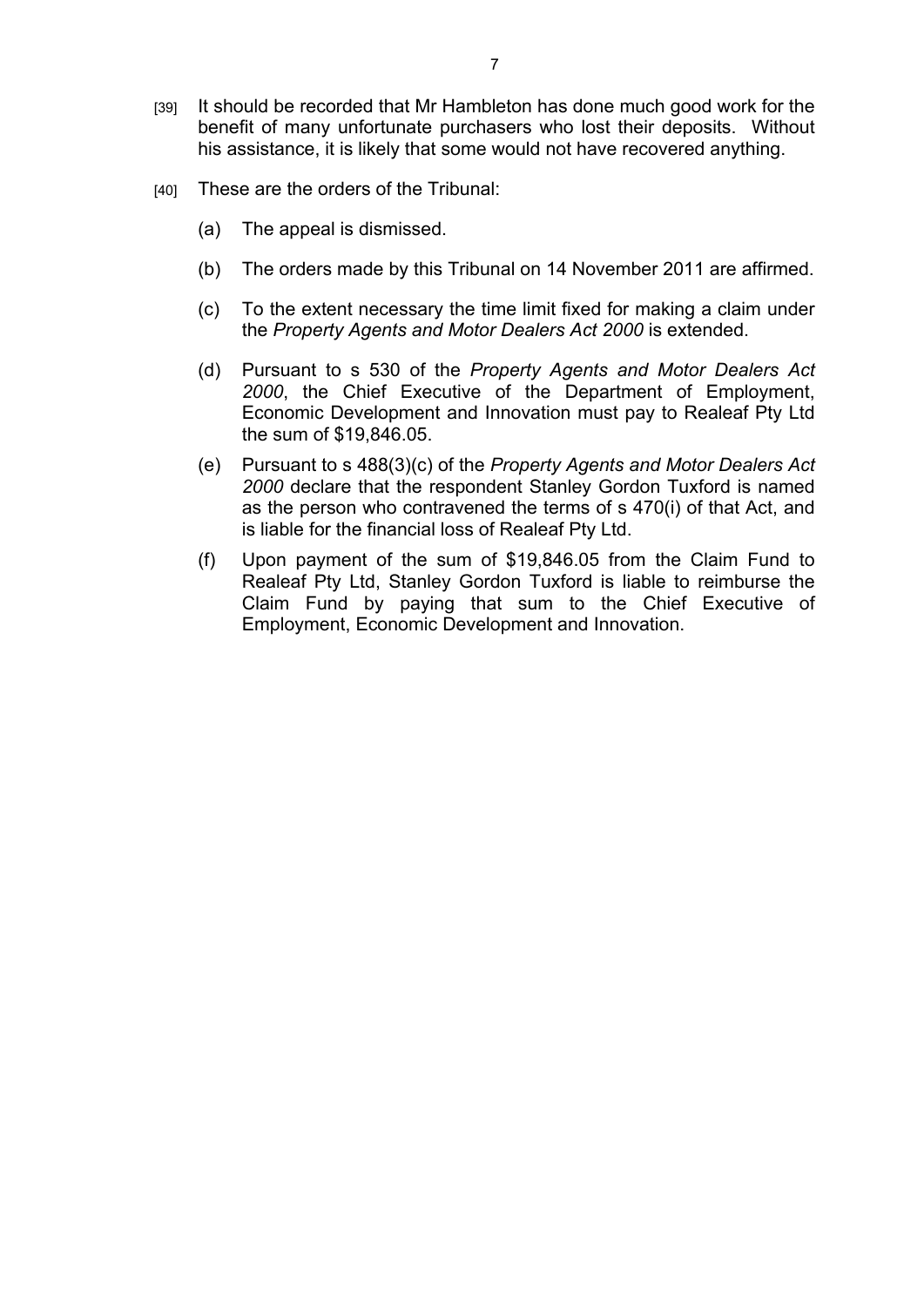[39] It should be recorded that Mr Hambleton has done much good work for the benefit of many unfortunate purchasers who lost their deposits. Without his assistance, it is likely that some would not have recovered anything.

[40] These are the orders of the Tribunal:

(a) The appeal is dismissed.

(b) The orders made by this Tribunal on 14 November 2011 are affirmed.

(c) To the extent necessary the time limit fixed for making a claim under the *Property Agents and Motor Dealers Act 2000* is extended.

(d) Pursuant to s 530 of the *Property Agents and Motor Dealers Act 2000*, the Chief Executive of the Department of Employment, Economic Development and Innovation must pay to Realeaf Pty Ltd the sum of $19,846.05.

(e) Pursuant to s 488(3)(c) of the *Property Agents and Motor Dealers Act 2000* declare that the respondent Stanley Gordon Tuxford is named as the person who contravened the terms of s 470(i) of that Act, and is liable for the financial loss of Realeaf Pty Ltd.

(f) Upon payment of the sum of $19,846.05 from the Claim Fund to Realeaf Pty Ltd, Stanley Gordon Tuxford is liable to reimburse the Claim Fund by paying that sum to the Chief Executive of Employment, Economic Development and Innovation.